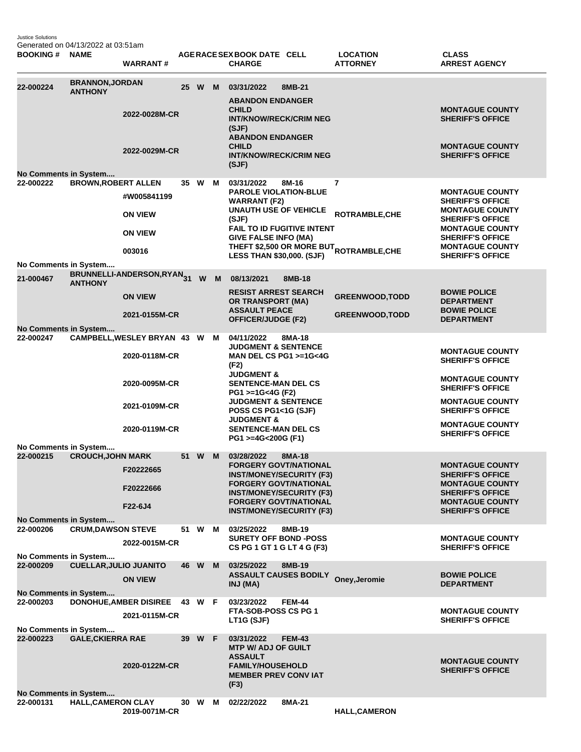Justice Solutions
Generated on 04/13/2022 at 03:51am

| BOOKING # | NAME | WARRANT # | AGE | RACE | SEX | BOOK DATE | CELL | CHARGE | LOCATION | ATTORNEY | CLASS | ARREST AGENCY |
|---|---|---|---|---|---|---|---|---|---|---|---|---|
| 22-000224 | BRANNON,JORDAN ANTHONY | | 25 | W | M | 03/31/2022 | 8MB-21 | | | | | |
| | | 2022-0028M-CR | | | | | | ABANDON ENDANGER CHILD INT/KNOW/RECK/CRIM NEG (SJF) | | | | MONTAGUE COUNTY SHERIFF'S OFFICE |
| | | 2022-0029M-CR | | | | | | ABANDON ENDANGER CHILD INT/KNOW/RECK/CRIM NEG (SJF) | | | | MONTAGUE COUNTY SHERIFF'S OFFICE |
| No Comments in System.... | | | | | | | | | | | | |
| 22-000222 | BROWN,ROBERT ALLEN | | 35 | W | M | 03/31/2022 | 8M-16 | | 7 | | | |
| | | #W005841199 | | | | | | PAROLE VIOLATION-BLUE WARRANT (F2) | | | | MONTAGUE COUNTY SHERIFF'S OFFICE |
| | | ON VIEW | | | | | | UNAUTH USE OF VEHICLE (SJF) | | ROTRAMBLE,CHE | | MONTAGUE COUNTY SHERIFF'S OFFICE |
| | | ON VIEW | | | | | | FAIL TO ID FUGITIVE INTENT GIVE FALSE INFO (MA) | | | | MONTAGUE COUNTY SHERIFF'S OFFICE |
| | | 003016 | | | | | | THEFT $2,500 OR MORE BUT LESS THAN $30,000. (SJF) | | ROTRAMBLE,CHE | | MONTAGUE COUNTY SHERIFF'S OFFICE |
| No Comments in System.... | | | | | | | | | | | | |
| 21-000467 | BRUNNELLI-ANDERSON,RYAN ANTHONY | | 31 | W | M | 08/13/2021 | 8MB-18 | | | | | |
| | | ON VIEW | | | | | | RESIST ARREST SEARCH OR TRANSPORT (MA) | | GREENWOOD,TODD | | BOWIE POLICE DEPARTMENT |
| | | 2021-0155M-CR | | | | | | ASSAULT PEACE OFFICER/JUDGE (F2) | | GREENWOOD,TODD | | BOWIE POLICE DEPARTMENT |
| No Comments in System.... | | | | | | | | | | | | |
| 22-000247 | CAMPBELL,WESLEY BRYAN | | 43 | W | M | 04/11/2022 | 8MA-18 | | | | | |
| | | 2020-0118M-CR | | | | | | JUDGMENT & SENTENCE MAN DEL CS PG1 >=1G<4G (F2) | | | | MONTAGUE COUNTY SHERIFF'S OFFICE |
| | | 2020-0095M-CR | | | | | | JUDGMENT & SENTENCE-MAN DEL CS PG1 >=1G<4G (F2) | | | | MONTAGUE COUNTY SHERIFF'S OFFICE |
| | | 2021-0109M-CR | | | | | | JUDGMENT & SENTENCE POSS CS PG1<1G (SJF) | | | | MONTAGUE COUNTY SHERIFF'S OFFICE |
| | | 2020-0119M-CR | | | | | | JUDGMENT & SENTENCE-MAN DEL CS PG1 >=4G<200G (F1) | | | | MONTAGUE COUNTY SHERIFF'S OFFICE |
| No Comments in System.... | | | | | | | | | | | | |
| 22-000215 | CROUCH,JOHN MARK | | 51 | W | M | 03/28/2022 | 8MA-18 | | | | | |
| | | F20222665 | | | | | | FORGERY GOVT/NATIONAL INST/MONEY/SECURITY (F3) | | | | MONTAGUE COUNTY SHERIFF'S OFFICE |
| | | F20222666 | | | | | | FORGERY GOVT/NATIONAL INST/MONEY/SECURITY (F3) | | | | MONTAGUE COUNTY SHERIFF'S OFFICE |
| | | F22-6J4 | | | | | | FORGERY GOVT/NATIONAL INST/MONEY/SECURITY (F3) | | | | MONTAGUE COUNTY SHERIFF'S OFFICE |
| No Comments in System.... | | | | | | | | | | | | |
| 22-000206 | CRUM,DAWSON STEVE | | 51 | W | M | 03/25/2022 | 8MB-19 | | | | | |
| | | 2022-0015M-CR | | | | | | SURETY OFF BOND -POSS CS PG 1 GT 1 G LT 4 G (F3) | | | | MONTAGUE COUNTY SHERIFF'S OFFICE |
| No Comments in System.... | | | | | | | | | | | | |
| 22-000209 | CUELLAR,JULIO JUANITO | | 46 | W | M | 03/25/2022 | 8MB-19 | | | | | |
| | | ON VIEW | | | | | | ASSAULT CAUSES BODILY INJ (MA) | | Oney,Jeromie | | BOWIE POLICE DEPARTMENT |
| No Comments in System.... | | | | | | | | | | | | |
| 22-000203 | DONOHUE,AMBER DISIREE | | 43 | W | F | 03/23/2022 | FEM-44 | | | | | |
| | | 2021-0115M-CR | | | | | | FTA-SOB-POSS CS PG 1 LT1G (SJF) | | | | MONTAGUE COUNTY SHERIFF'S OFFICE |
| No Comments in System.... | | | | | | | | | | | | |
| 22-000223 | GALE,CKIERRA RAE | | 39 | W | F | 03/31/2022 | FEM-43 | | | | | |
| | | 2020-0122M-CR | | | | | | MTP W/ ADJ OF GUILT ASSAULT FAMILY/HOUSEHOLD MEMBER PREV CONV IAT (F3) | | | | MONTAGUE COUNTY SHERIFF'S OFFICE |
| No Comments in System.... | | | | | | | | | | | | |
| 22-000131 | HALL,CAMERON CLAY | | 30 | W | M | 02/22/2022 | 8MA-21 | | | | | |
| | | 2019-0071M-CR | | | | | | | | HALL,CAMERON | | |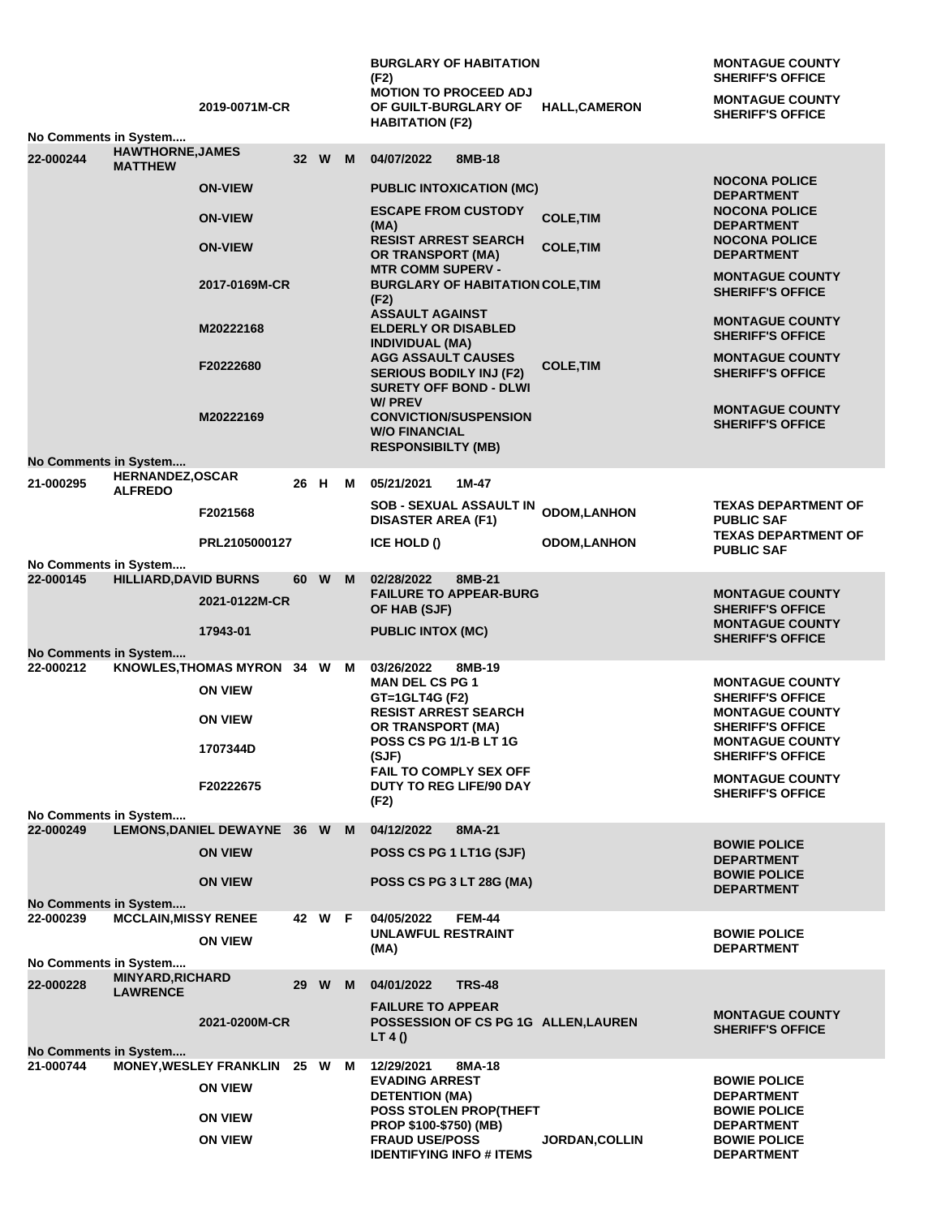| Booking # | Name | Warrant/Case | Age | Race | Sex | Charge / Booking Date | Officer | Agency |
|---|---|---|---|---|---|---|---|---|
| | | | | | | BURGLARY OF HABITATION (F2) | | MONTAGUE COUNTY SHERIFF'S OFFICE |
| | | 2019-0071M-CR | | | | MOTION TO PROCEED ADJ OF GUILT-BURGLARY OF HABITATION (F2) | HALL,CAMERON | MONTAGUE COUNTY SHERIFF'S OFFICE |
| No Comments in System.... | | | | | | | | |
| 22-000244 | HAWTHORNE,JAMES MATTHEW | | 32 | W | M | 04/07/2022 8MB-18 | | |
| | | ON-VIEW | | | | PUBLIC INTOXICATION (MC) | | NOCONA POLICE DEPARTMENT |
| | | ON-VIEW | | | | ESCAPE FROM CUSTODY (MA) | COLE,TIM | NOCONA POLICE DEPARTMENT |
| | | ON-VIEW | | | | RESIST ARREST SEARCH OR TRANSPORT (MA) | COLE,TIM | NOCONA POLICE DEPARTMENT |
| | | 2017-0169M-CR | | | | MTR COMM SUPERV - BURGLARY OF HABITATION (F2) | COLE,TIM | MONTAGUE COUNTY SHERIFF'S OFFICE |
| | | M20222168 | | | | ASSAULT AGAINST ELDERLY OR DISABLED INDIVIDUAL (MA) | | MONTAGUE COUNTY SHERIFF'S OFFICE |
| | | F20222680 | | | | AGG ASSAULT CAUSES SERIOUS BODILY INJ (F2) | COLE,TIM | MONTAGUE COUNTY SHERIFF'S OFFICE |
| | | M20222169 | | | | SURETY OFF BOND - DLWI W/ PREV CONVICTION/SUSPENSION W/O FINANCIAL RESPONSIBILTY (MB) | | MONTAGUE COUNTY SHERIFF'S OFFICE |
| No Comments in System.... | | | | | | | | |
| 21-000295 | HERNANDEZ,OSCAR ALFREDO | | 26 | H | M | 05/21/2021 1M-47 | | |
| | | F2021568 | | | | SOB - SEXUAL ASSAULT IN DISASTER AREA (F1) | ODOM,LANHON | TEXAS DEPARTMENT OF PUBLIC SAF |
| | | PRL2105000127 | | | | ICE HOLD () | ODOM,LANHON | TEXAS DEPARTMENT OF PUBLIC SAF |
| No Comments in System.... | | | | | | | | |
| 22-000145 | HILLIARD,DAVID BURNS | | 60 | W | M | 02/28/2022 8MB-21 | | |
| | | 2021-0122M-CR | | | | FAILURE TO APPEAR-BURG OF HAB (SJF) | | MONTAGUE COUNTY SHERIFF'S OFFICE |
| | | 17943-01 | | | | PUBLIC INTOX (MC) | | MONTAGUE COUNTY SHERIFF'S OFFICE |
| No Comments in System.... | | | | | | | | |
| 22-000212 | KNOWLES,THOMAS MYRON | | 34 | W | M | 03/26/2022 8MB-19 | | |
| | | ON VIEW | | | | MAN DEL CS PG 1 GT=1GLT4G (F2) | | MONTAGUE COUNTY SHERIFF'S OFFICE |
| | | ON VIEW | | | | RESIST ARREST SEARCH OR TRANSPORT (MA) | | MONTAGUE COUNTY SHERIFF'S OFFICE |
| | | 1707344D | | | | POSS CS PG 1/1-B LT 1G (SJF) | | MONTAGUE COUNTY SHERIFF'S OFFICE |
| | | F20222675 | | | | FAIL TO COMPLY SEX OFF DUTY TO REG LIFE/90 DAY (F2) | | MONTAGUE COUNTY SHERIFF'S OFFICE |
| No Comments in System.... | | | | | | | | |
| 22-000249 | LEMONS,DANIEL DEWAYNE | | 36 | W | M | 04/12/2022 8MA-21 | | |
| | | ON VIEW | | | | POSS CS PG 1 LT1G (SJF) | | BOWIE POLICE DEPARTMENT |
| | | ON VIEW | | | | POSS CS PG 3 LT 28G (MA) | | BOWIE POLICE DEPARTMENT |
| No Comments in System.... | | | | | | | | |
| 22-000239 | MCCLAIN,MISSY RENEE | | 42 | W | F | 04/05/2022 FEM-44 | | |
| | | ON VIEW | | | | UNLAWFUL RESTRAINT (MA) | | BOWIE POLICE DEPARTMENT |
| No Comments in System.... | | | | | | | | |
| 22-000228 | MINYARD,RICHARD LAWRENCE | | 29 | W | M | 04/01/2022 TRS-48 | | |
| | | 2021-0200M-CR | | | | FAILURE TO APPEAR POSSESSION OF CS PG 1G LT 4 () | ALLEN,LAUREN | MONTAGUE COUNTY SHERIFF'S OFFICE |
| No Comments in System.... | | | | | | | | |
| 21-000744 | MONEY,WESLEY FRANKLIN | | 25 | W | M | 12/29/2021 8MA-18 | | |
| | | ON VIEW | | | | EVADING ARREST DETENTION (MA) | | BOWIE POLICE DEPARTMENT |
| | | ON VIEW | | | | POSS STOLEN PROP(THEFT PROP $100-$750) (MB) | | BOWIE POLICE DEPARTMENT |
| | | ON VIEW | | | | FRAUD USE/POSS IDENTIFYING INFO # ITEMS | JORDAN,COLLIN | BOWIE POLICE DEPARTMENT |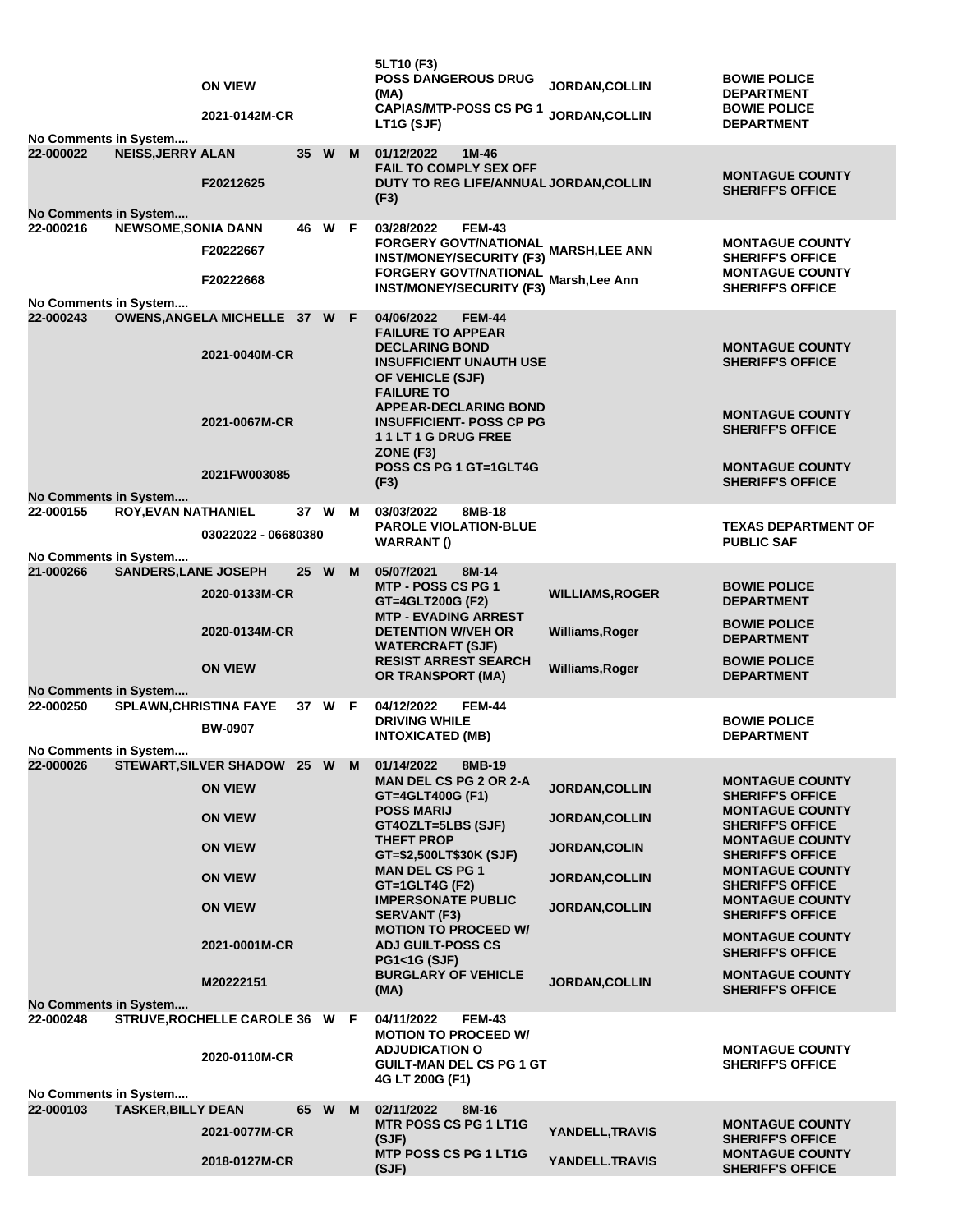| Booking # | Name | Case # | Age | Race | Sex | Date / Cell / Charge | Officer | Agency |
|---|---|---|---|---|---|---|---|---|
| | | | | | | 5LT10 (F3) | | |
| | | ON VIEW | | | | POSS DANGEROUS DRUG (MA) | JORDAN,COLLIN | BOWIE POLICE DEPARTMENT |
| | | 2021-0142M-CR | | | | CAPIAS/MTP-POSS CS PG 1 LT1G (SJF) | JORDAN,COLLIN | BOWIE POLICE DEPARTMENT |
| No Comments in System.... | | | | | | | | |
| 22-000022 | NEISS,JERRY ALAN | | 35 | W | M | 01/12/2022 1M-46 | | |
| | | F20212625 | | | | FAIL TO COMPLY SEX OFF DUTY TO REG LIFE/ANNUAL (F3) | JORDAN,COLLIN | MONTAGUE COUNTY SHERIFF'S OFFICE |
| No Comments in System.... | | | | | | | | |
| 22-000216 | NEWSOME,SONIA DANN | | 46 | W | F | 03/28/2022 FEM-43 | | |
| | | F20222667 | | | | FORGERY GOVT/NATIONAL INST/MONEY/SECURITY (F3) | MARSH,LEE ANN | MONTAGUE COUNTY SHERIFF'S OFFICE |
| | | F20222668 | | | | FORGERY GOVT/NATIONAL INST/MONEY/SECURITY (F3) | Marsh,Lee Ann | MONTAGUE COUNTY SHERIFF'S OFFICE |
| No Comments in System.... | | | | | | | | |
| 22-000243 | OWENS,ANGELA MICHELLE | | 37 | W | F | 04/06/2022 FEM-44 | | |
| | | 2021-0040M-CR | | | | FAILURE TO APPEAR DECLARING BOND INSUFFICIENT UNAUTH USE OF VEHICLE (SJF) | | MONTAGUE COUNTY SHERIFF'S OFFICE |
| | | 2021-0067M-CR | | | | FAILURE TO APPEAR-DECLARING BOND INSUFFICIENT- POSS CP PG 1 1 LT 1 G DRUG FREE ZONE (F3) | | MONTAGUE COUNTY SHERIFF'S OFFICE |
| | | 2021FW003085 | | | | POSS CS PG 1 GT=1GLT4G (F3) | | MONTAGUE COUNTY SHERIFF'S OFFICE |
| No Comments in System.... | | | | | | | | |
| 22-000155 | ROY,EVAN NATHANIEL | | 37 | W | M | 03/03/2022 8MB-18 | | |
| | | 03022022 - 06680380 | | | | PAROLE VIOLATION-BLUE WARRANT () | | TEXAS DEPARTMENT OF PUBLIC SAF |
| No Comments in System.... | | | | | | | | |
| 21-000266 | SANDERS,LANE JOSEPH | | 25 | W | M | 05/07/2021 8M-14 | | |
| | | 2020-0133M-CR | | | | MTP - POSS CS PG 1 GT=4GLT200G (F2) | WILLIAMS,ROGER | BOWIE POLICE DEPARTMENT |
| | | 2020-0134M-CR | | | | MTP - EVADING ARREST DETENTION W/VEH OR WATERCRAFT (SJF) | Williams,Roger | BOWIE POLICE DEPARTMENT |
| | | ON VIEW | | | | RESIST ARREST SEARCH OR TRANSPORT (MA) | Williams,Roger | BOWIE POLICE DEPARTMENT |
| No Comments in System.... | | | | | | | | |
| 22-000250 | SPLAWN,CHRISTINA FAYE | | 37 | W | F | 04/12/2022 FEM-44 | | |
| | | BW-0907 | | | | DRIVING WHILE INTOXICATED (MB) | | BOWIE POLICE DEPARTMENT |
| No Comments in System.... | | | | | | | | |
| 22-000026 | STEWART,SILVER SHADOW | | 25 | W | M | 01/14/2022 8MB-19 | | |
| | | ON VIEW | | | | MAN DEL CS PG 2 OR 2-A GT=4GLT400G (F1) | JORDAN,COLLIN | MONTAGUE COUNTY SHERIFF'S OFFICE |
| | | ON VIEW | | | | POSS MARIJ GT4OZLT=5LBS (SJF) | JORDAN,COLLIN | MONTAGUE COUNTY SHERIFF'S OFFICE |
| | | ON VIEW | | | | THEFT PROP GT=$2,500LT$30K (SJF) | JORDAN,COLIN | MONTAGUE COUNTY SHERIFF'S OFFICE |
| | | ON VIEW | | | | MAN DEL CS PG 1 GT=1GLT4G (F2) | JORDAN,COLLIN | MONTAGUE COUNTY SHERIFF'S OFFICE |
| | | ON VIEW | | | | IMPERSONATE PUBLIC SERVANT (F3) | JORDAN,COLLIN | MONTAGUE COUNTY SHERIFF'S OFFICE |
| | | 2021-0001M-CR | | | | MOTION TO PROCEED W/ ADJ GUILT-POSS CS PG1<1G (SJF) | | MONTAGUE COUNTY SHERIFF'S OFFICE |
| | | M20222151 | | | | BURGLARY OF VEHICLE (MA) | JORDAN,COLLIN | MONTAGUE COUNTY SHERIFF'S OFFICE |
| No Comments in System.... | | | | | | | | |
| 22-000248 | STRUVE,ROCHELLE CAROLE | | 36 | W | F | 04/11/2022 FEM-43 | | |
| | | 2020-0110M-CR | | | | MOTION TO PROCEED W/ ADJUDICATION O GUILT-MAN DEL CS PG 1 GT 4G LT 200G (F1) | | MONTAGUE COUNTY SHERIFF'S OFFICE |
| No Comments in System.... | | | | | | | | |
| 22-000103 | TASKER,BILLY DEAN | | 65 | W | M | 02/11/2022 8M-16 | | |
| | | 2021-0077M-CR | | | | MTR POSS CS PG 1 LT1G (SJF) | YANDELL,TRAVIS | MONTAGUE COUNTY SHERIFF'S OFFICE |
| | | 2018-0127M-CR | | | | MTP POSS CS PG 1 LT1G (SJF) | YANDELL.TRAVIS | MONTAGUE COUNTY SHERIFF'S OFFICE |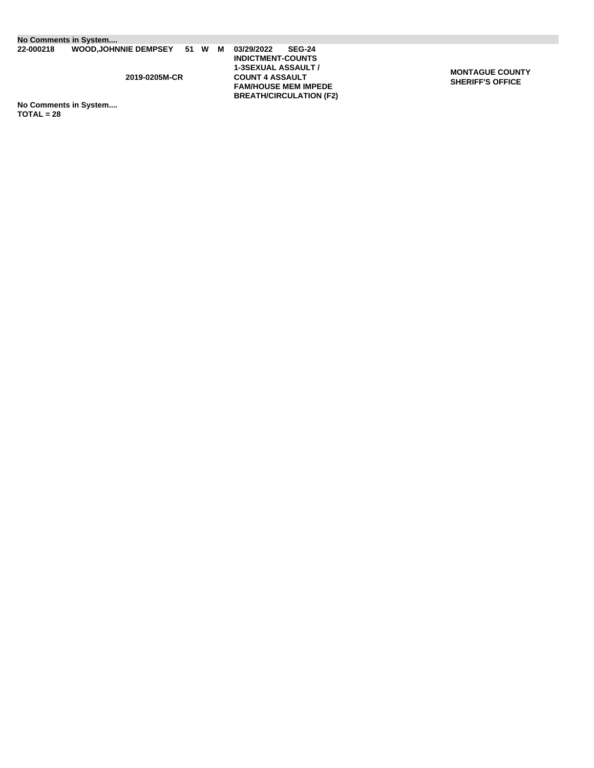No Comments in System....

| | | | | | | | |
|---|---|---|---|---|---|---|---|
| 22-000218 | WOOD,JOHNNIE DEMPSEY<br>2019-0205M-CR | 51 | W | M | 03/29/2022 | SEG-24<br>INDICTMENT-COUNTS 1-3SEXUAL ASSAULT / COUNT 4 ASSAULT FAM/HOUSE MEM IMPEDE BREATH/CIRCULATION (F2) | MONTAGUE COUNTY SHERIFF'S OFFICE |

No Comments in System....

TOTAL = 28